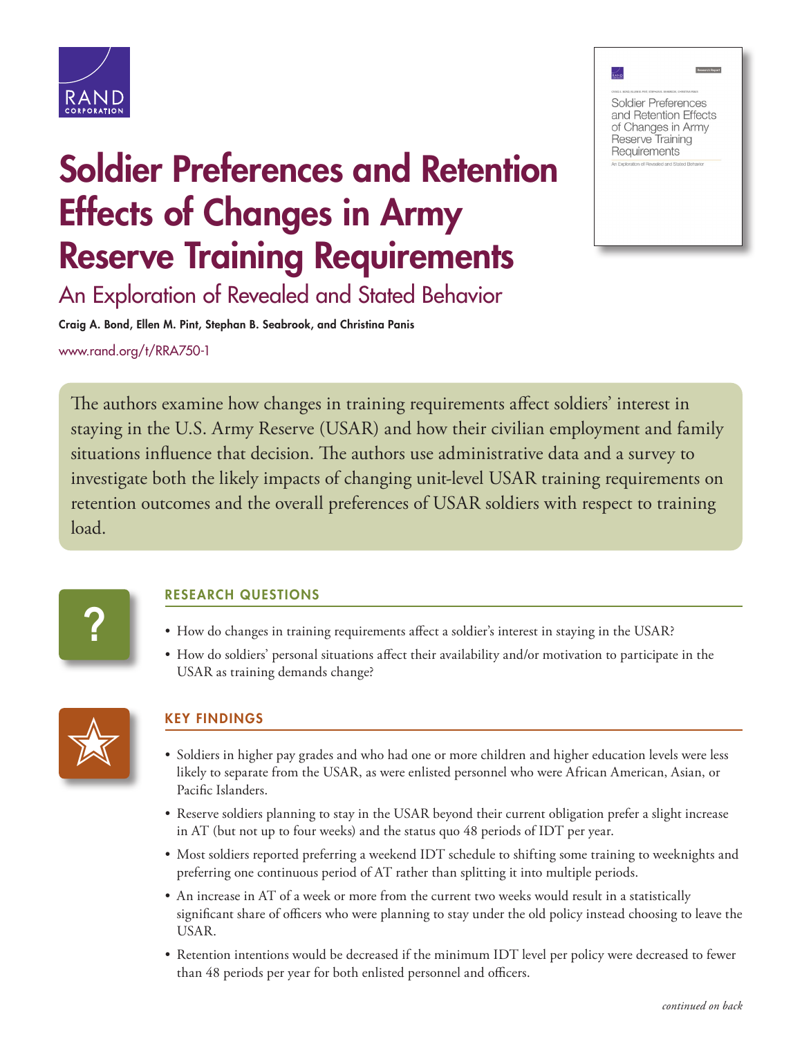# Soldier Preferences and Retention Effects of Changes in Army Reserve Training Requirements

## An Exploration of Revealed and Stated Behavior

**Craig A. Bond, Ellen M. Pint, Stephan B. Seabrook, and Christina Panis**

www.rand.org/t/RRA750-1

The authors examine how changes in training requirements affect soldiers' interest in staying in the U.S. Army Reserve (USAR) and how their civilian employment and family situations influence that decision. The authors use administrative data and a survey to investigate both the likely impacts of changing unit-level USAR training requirements on retention outcomes and the overall preferences of USAR soldiers with respect to training load.

### RESEARCH QUESTIONS

- How do changes in training requirements affect a soldier's interest in staying in the USAR?
- How do soldiers' personal situations affect their availability and/or motivation to participate in the USAR as training demands change?

### KEY FINDINGS

- Soldiers in higher pay grades and who had one or more children and higher education levels were less likely to separate from the USAR, as were enlisted personnel who were African American, Asian, or Pacific Islanders.
- Reserve soldiers planning to stay in the USAR beyond their current obligation prefer a slight increase in AT (but not up to four weeks) and the status quo 48 periods of IDT per year.
- Most soldiers reported preferring a weekend IDT schedule to shifting some training to weeknights and preferring one continuous period of AT rather than splitting it into multiple periods.
- An increase in AT of a week or more from the current two weeks would result in a statistically significant share of officers who were planning to stay under the old policy instead choosing to leave the USAR.
- Retention intentions would be decreased if the minimum IDT level per policy were decreased to fewer than 48 periods per year for both enlisted personnel and officers.

*continued on back*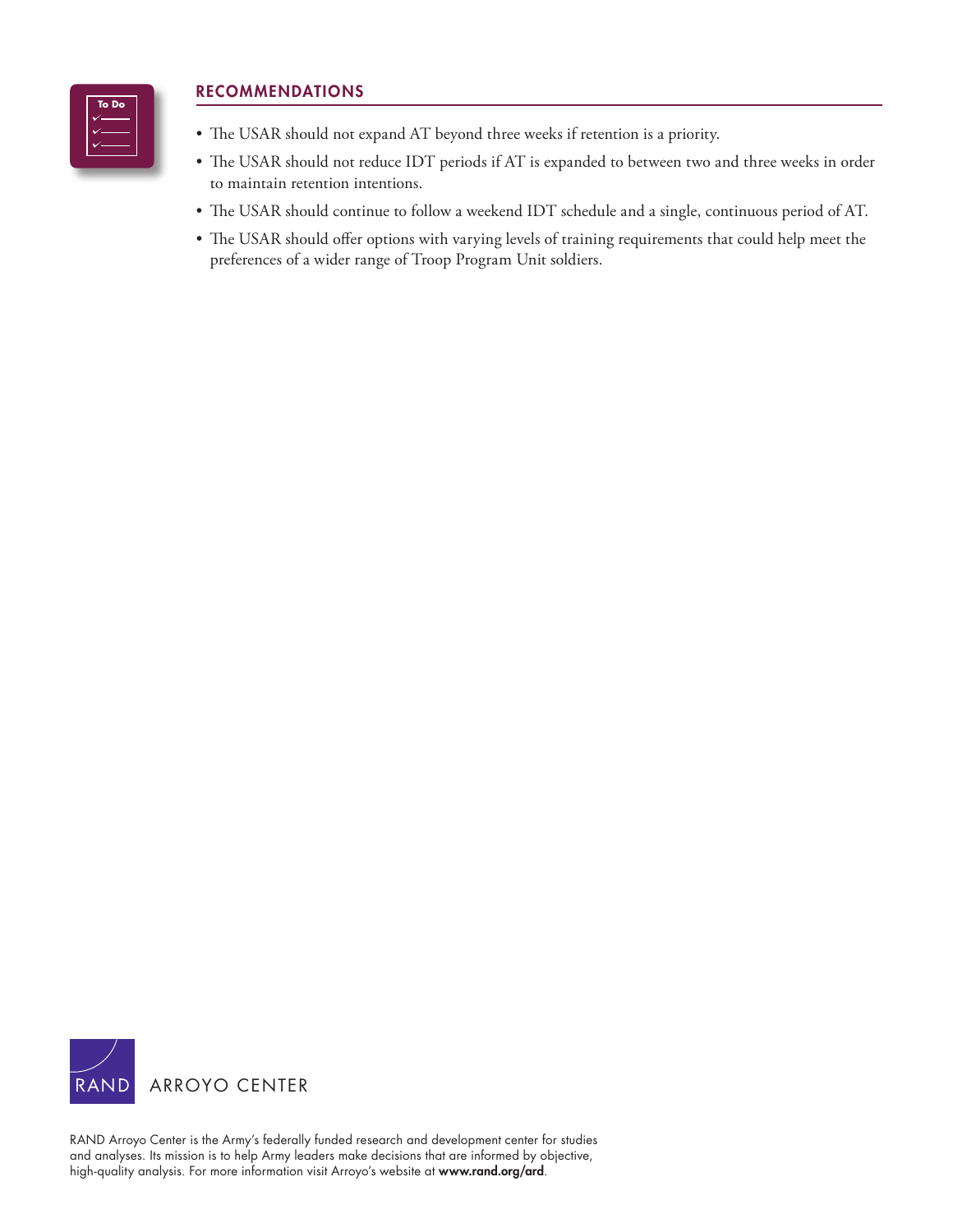## RECOMMENDATIONS

- The USAR should not expand AT beyond three weeks if retention is a priority.
- The USAR should not reduce IDT periods if AT is expanded to between two and three weeks in order to maintain retention intentions.
- The USAR should continue to follow a weekend IDT schedule and a single, continuous period of AT.
- The USAR should offer options with varying levels of training requirements that could help meet the preferences of a wider range of Troop Program Unit soldiers.

RAND ARROYO CENTER

RAND Arroyo Center is the Army's federally funded research and development center for studies and analyses. Its mission is to help Army leaders make decisions that are informed by objective, high-quality analysis. For more information visit Arroyo's website at **www.rand.org/ard**.